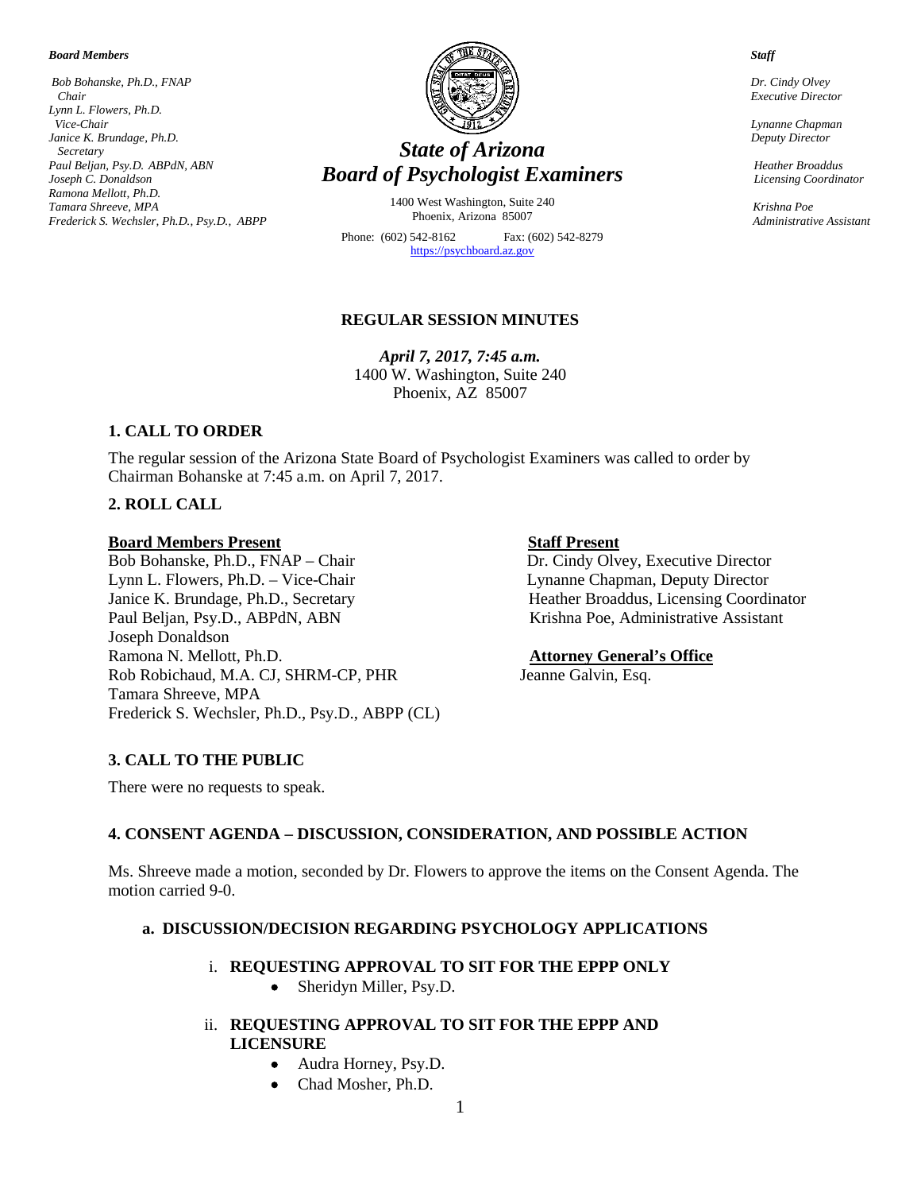**Board Members**

*Bob Bohanske, Ph.D., FNAP*
*Chair*
*Lynn L. Flowers, Ph.D.*
*Vice-Chair*
*Janice K. Brundage, Ph.D.*
*Secretary*
*Paul Beljan, Psy.D. ABPdN, ABN*
*Joseph C. Donaldson*
*Ramona Mellott, Ph.D.*
*Tamara Shreeve, MPA*
*Frederick S. Wechsler, Ph.D., Psy.D., ABPP*

# *State of Arizona*
# *Board of Psychologist Examiners*

1400 West Washington, Suite 240
Phoenix, Arizona 85007

Phone: (602) 542-8162 Fax: (602) 542-8279
https://psychboard.az.gov

**Staff**

*Dr. Cindy Olvey*
*Executive Director*

*Lynanne Chapman*
*Deputy Director*

*Heather Broaddus*
*Licensing Coordinator*

*Krishna Poe*
*Administrative Assistant*

## REGULAR SESSION MINUTES

***April 7, 2017, 7:45 a.m.***
1400 W. Washington, Suite 240
Phoenix, AZ 85007

### 1. CALL TO ORDER

The regular session of the Arizona State Board of Psychologist Examiners was called to order by Chairman Bohanske at 7:45 a.m. on April 7, 2017.

### 2. ROLL CALL

**Board Members Present**

Bob Bohanske, Ph.D., FNAP – Chair
Lynn L. Flowers, Ph.D. – Vice-Chair
Janice K. Brundage, Ph.D., Secretary
Paul Beljan, Psy.D., ABPdN, ABN
Joseph Donaldson
Ramona N. Mellott, Ph.D.
Rob Robichaud, M.A. CJ, SHRM-CP, PHR
Tamara Shreeve, MPA
Frederick S. Wechsler, Ph.D., Psy.D., ABPP (CL)

**Staff Present**

Dr. Cindy Olvey, Executive Director
Lynanne Chapman, Deputy Director
Heather Broaddus, Licensing Coordinator
Krishna Poe, Administrative Assistant

**Attorney General's Office**

Jeanne Galvin, Esq.

### 3. CALL TO THE PUBLIC

There were no requests to speak.

### 4. CONSENT AGENDA – DISCUSSION, CONSIDERATION, AND POSSIBLE ACTION

Ms. Shreeve made a motion, seconded by Dr. Flowers to approve the items on the Consent Agenda. The motion carried 9-0.

#### a. DISCUSSION/DECISION REGARDING PSYCHOLOGY APPLICATIONS

i. **REQUESTING APPROVAL TO SIT FOR THE EPPP ONLY**

- Sheridyn Miller, Psy.D.

ii. **REQUESTING APPROVAL TO SIT FOR THE EPPP AND LICENSURE**

- Audra Horney, Psy.D.
- Chad Mosher, Ph.D.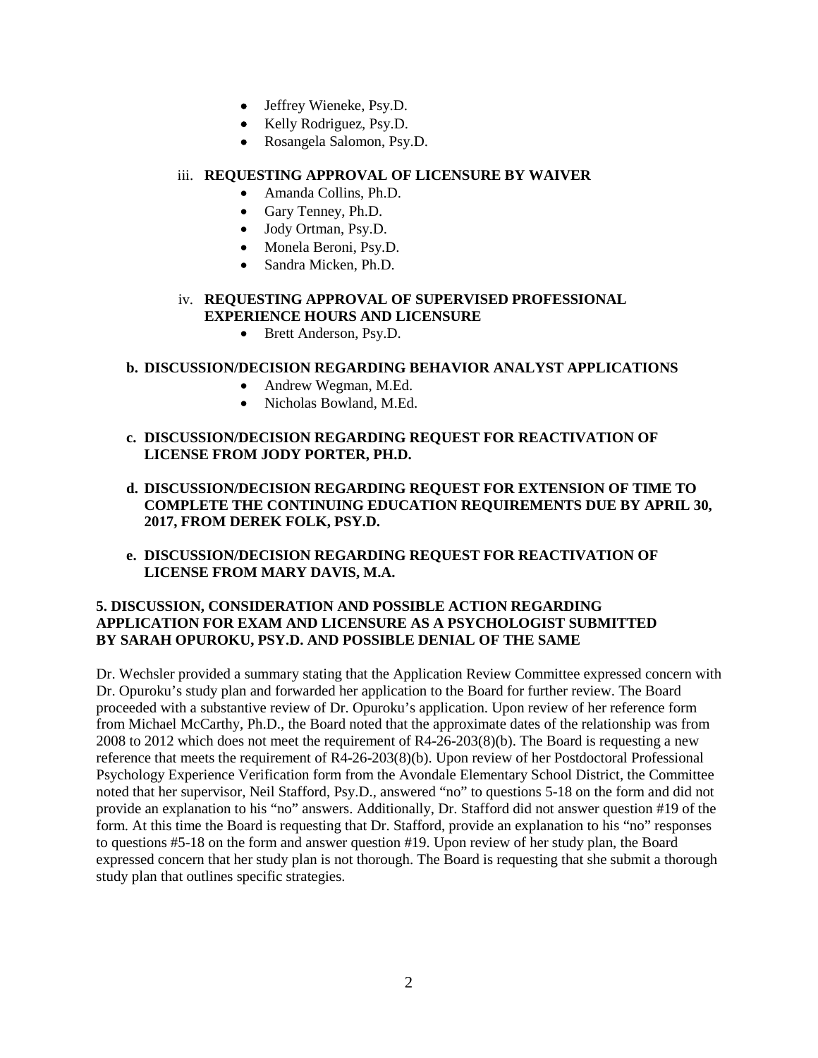- Jeffrey Wieneke, Psy.D.
- Kelly Rodriguez, Psy.D.
- Rosangela Salomon, Psy.D.

iii. **REQUESTING APPROVAL OF LICENSURE BY WAIVER**

- Amanda Collins, Ph.D.
- Gary Tenney, Ph.D.
- Jody Ortman, Psy.D.
- Monela Beroni, Psy.D.
- Sandra Micken, Ph.D.

iv. **REQUESTING APPROVAL OF SUPERVISED PROFESSIONAL EXPERIENCE HOURS AND LICENSURE**

- Brett Anderson, Psy.D.

**b. DISCUSSION/DECISION REGARDING BEHAVIOR ANALYST APPLICATIONS**

- Andrew Wegman, M.Ed.
- Nicholas Bowland, M.Ed.

**c. DISCUSSION/DECISION REGARDING REQUEST FOR REACTIVATION OF LICENSE FROM JODY PORTER, PH.D.**

**d. DISCUSSION/DECISION REGARDING REQUEST FOR EXTENSION OF TIME TO COMPLETE THE CONTINUING EDUCATION REQUIREMENTS DUE BY APRIL 30, 2017, FROM DEREK FOLK, PSY.D.**

**e. DISCUSSION/DECISION REGARDING REQUEST FOR REACTIVATION OF LICENSE FROM MARY DAVIS, M.A.**

**5. DISCUSSION, CONSIDERATION AND POSSIBLE ACTION REGARDING APPLICATION FOR EXAM AND LICENSURE AS A PSYCHOLOGIST SUBMITTED BY SARAH OPUROKU, PSY.D. AND POSSIBLE DENIAL OF THE SAME**

Dr. Wechsler provided a summary stating that the Application Review Committee expressed concern with Dr. Opuroku's study plan and forwarded her application to the Board for further review. The Board proceeded with a substantive review of Dr. Opuroku's application. Upon review of her reference form from Michael McCarthy, Ph.D., the Board noted that the approximate dates of the relationship was from 2008 to 2012 which does not meet the requirement of R4-26-203(8)(b). The Board is requesting a new reference that meets the requirement of R4-26-203(8)(b). Upon review of her Postdoctoral Professional Psychology Experience Verification form from the Avondale Elementary School District, the Committee noted that her supervisor, Neil Stafford, Psy.D., answered "no" to questions 5-18 on the form and did not provide an explanation to his "no" answers. Additionally, Dr. Stafford did not answer question #19 of the form. At this time the Board is requesting that Dr. Stafford, provide an explanation to his "no" responses to questions #5-18 on the form and answer question #19. Upon review of her study plan, the Board expressed concern that her study plan is not thorough. The Board is requesting that she submit a thorough study plan that outlines specific strategies.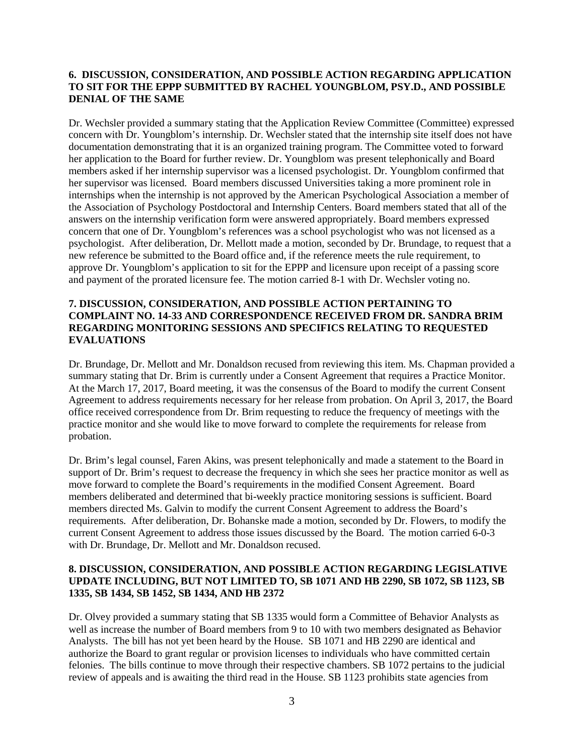### 6. DISCUSSION, CONSIDERATION, AND POSSIBLE ACTION REGARDING APPLICATION TO SIT FOR THE EPPP SUBMITTED BY RACHEL YOUNGBLOM, PSY.D., AND POSSIBLE DENIAL OF THE SAME

Dr. Wechsler provided a summary stating that the Application Review Committee (Committee) expressed concern with Dr. Youngblom's internship. Dr. Wechsler stated that the internship site itself does not have documentation demonstrating that it is an organized training program. The Committee voted to forward her application to the Board for further review. Dr. Youngblom was present telephonically and Board members asked if her internship supervisor was a licensed psychologist. Dr. Youngblom confirmed that her supervisor was licensed. Board members discussed Universities taking a more prominent role in internships when the internship is not approved by the American Psychological Association a member of the Association of Psychology Postdoctoral and Internship Centers. Board members stated that all of the answers on the internship verification form were answered appropriately. Board members expressed concern that one of Dr. Youngblom's references was a school psychologist who was not licensed as a psychologist. After deliberation, Dr. Mellott made a motion, seconded by Dr. Brundage, to request that a new reference be submitted to the Board office and, if the reference meets the rule requirement, to approve Dr. Youngblom's application to sit for the EPPP and licensure upon receipt of a passing score and payment of the prorated licensure fee. The motion carried 8-1 with Dr. Wechsler voting no.

### 7. DISCUSSION, CONSIDERATION, AND POSSIBLE ACTION PERTAINING TO COMPLAINT NO. 14-33 AND CORRESPONDENCE RECEIVED FROM DR. SANDRA BRIM REGARDING MONITORING SESSIONS AND SPECIFICS RELATING TO REQUESTED EVALUATIONS

Dr. Brundage, Dr. Mellott and Mr. Donaldson recused from reviewing this item. Ms. Chapman provided a summary stating that Dr. Brim is currently under a Consent Agreement that requires a Practice Monitor. At the March 17, 2017, Board meeting, it was the consensus of the Board to modify the current Consent Agreement to address requirements necessary for her release from probation. On April 3, 2017, the Board office received correspondence from Dr. Brim requesting to reduce the frequency of meetings with the practice monitor and she would like to move forward to complete the requirements for release from probation.

Dr. Brim's legal counsel, Faren Akins, was present telephonically and made a statement to the Board in support of Dr. Brim's request to decrease the frequency in which she sees her practice monitor as well as move forward to complete the Board's requirements in the modified Consent Agreement. Board members deliberated and determined that bi-weekly practice monitoring sessions is sufficient. Board members directed Ms. Galvin to modify the current Consent Agreement to address the Board's requirements. After deliberation, Dr. Bohanske made a motion, seconded by Dr. Flowers, to modify the current Consent Agreement to address those issues discussed by the Board. The motion carried 6-0-3 with Dr. Brundage, Dr. Mellott and Mr. Donaldson recused.

### 8. DISCUSSION, CONSIDERATION, AND POSSIBLE ACTION REGARDING LEGISLATIVE UPDATE INCLUDING, BUT NOT LIMITED TO, SB 1071 AND HB 2290, SB 1072, SB 1123, SB 1335, SB 1434, SB 1452, SB 1434, AND HB 2372

Dr. Olvey provided a summary stating that SB 1335 would form a Committee of Behavior Analysts as well as increase the number of Board members from 9 to 10 with two members designated as Behavior Analysts. The bill has not yet been heard by the House. SB 1071 and HB 2290 are identical and authorize the Board to grant regular or provision licenses to individuals who have committed certain felonies. The bills continue to move through their respective chambers. SB 1072 pertains to the judicial review of appeals and is awaiting the third read in the House. SB 1123 prohibits state agencies from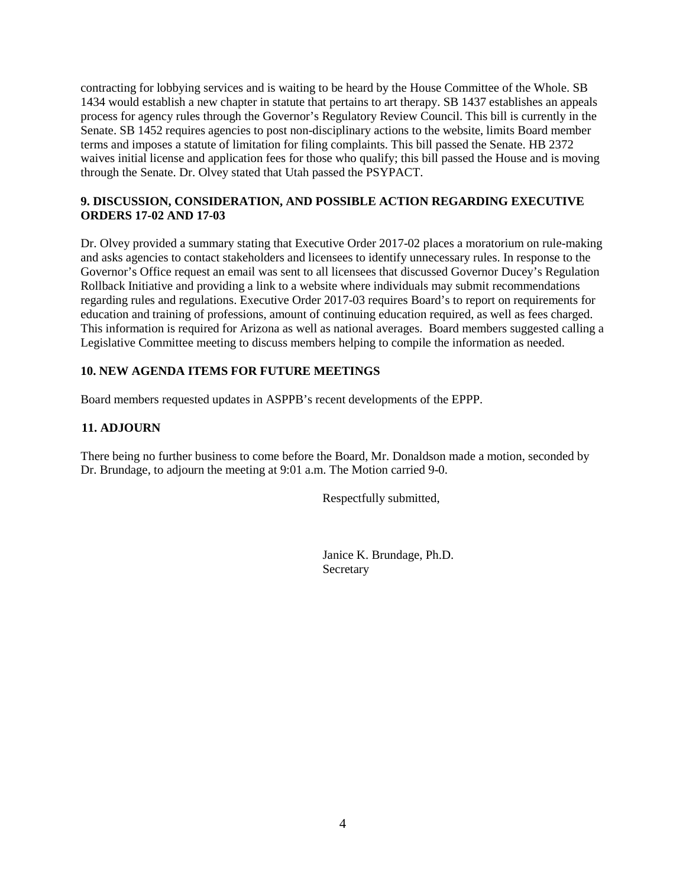contracting for lobbying services and is waiting to be heard by the House Committee of the Whole. SB 1434 would establish a new chapter in statute that pertains to art therapy. SB 1437 establishes an appeals process for agency rules through the Governor's Regulatory Review Council. This bill is currently in the Senate. SB 1452 requires agencies to post non-disciplinary actions to the website, limits Board member terms and imposes a statute of limitation for filing complaints. This bill passed the Senate. HB 2372 waives initial license and application fees for those who qualify; this bill passed the House and is moving through the Senate. Dr. Olvey stated that Utah passed the PSYPACT.

**9. DISCUSSION, CONSIDERATION, AND POSSIBLE ACTION REGARDING EXECUTIVE ORDERS 17-02 AND 17-03**

Dr. Olvey provided a summary stating that Executive Order 2017-02 places a moratorium on rule-making and asks agencies to contact stakeholders and licensees to identify unnecessary rules. In response to the Governor's Office request an email was sent to all licensees that discussed Governor Ducey's Regulation Rollback Initiative and providing a link to a website where individuals may submit recommendations regarding rules and regulations. Executive Order 2017-03 requires Board's to report on requirements for education and training of professions, amount of continuing education required, as well as fees charged. This information is required for Arizona as well as national averages. Board members suggested calling a Legislative Committee meeting to discuss members helping to compile the information as needed.

**10. NEW AGENDA ITEMS FOR FUTURE MEETINGS**

Board members requested updates in ASPPB's recent developments of the EPPP.

**11. ADJOURN**

There being no further business to come before the Board, Mr. Donaldson made a motion, seconded by Dr. Brundage, to adjourn the meeting at 9:01 a.m. The Motion carried 9-0.

Respectfully submitted,

Janice K. Brundage, Ph.D.
Secretary